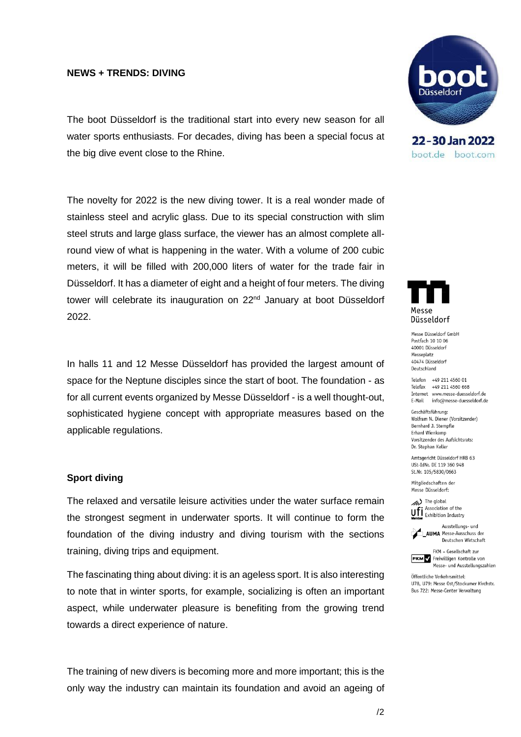**NEWS + TRENDS: DIVING**

The boot Düsseldorf is the traditional start into every new season for all water sports enthusiasts. For decades, diving has been a special focus at the big dive event close to the Rhine.

The novelty for 2022 is the new diving tower. It is a real wonder made of stainless steel and acrylic glass. Due to its special construction with slim steel struts and large glass surface, the viewer has an almost complete all-round view of what is happening in the water. With a volume of 200 cubic meters, it will be filled with 200,000 liters of water for the trade fair in Düsseldorf. It has a diameter of eight and a height of four meters. The diving tower will celebrate its inauguration on 22nd January at boot Düsseldorf 2022.

In halls 11 and 12 Messe Düsseldorf has provided the largest amount of space for the Neptune disciples since the start of boot. The foundation - as for all current events organized by Messe Düsseldorf - is a well thought-out, sophisticated hygiene concept with appropriate measures based on the applicable regulations.

**Sport diving**

The relaxed and versatile leisure activities under the water surface remain the strongest segment in underwater sports. It will continue to form the foundation of the diving industry and diving tourism with the sections training, diving trips and equipment.

The fascinating thing about diving: it is an ageless sport. It is also interesting to note that in winter sports, for example, socializing is often an important aspect, while underwater pleasure is benefiting from the growing trend towards a direct experience of nature.

The training of new divers is becoming more and more important; this is the only way the industry can maintain its foundation and avoid an ageing of

boot Düsseldorf
22 - 30 Jan 2022
boot.de boot.com

Messe Düsseldorf

Messe Düsseldorf GmbH
Postfach 10 10 06
40001 Düsseldorf
Messeplatz
40474 Düsseldorf
Deutschland

Telefon +49 211 4560 01
Telefax +49 211 4560 668
Internet www.messe-duesseldorf.de
E-Mail info@messe-duesseldorf.de

Geschäftsführung:
Wolfram N. Diener (Vorsitzender)
Bernhard J. Stempfle
Erhard Wienkamp
Vorsitzender des Aufsichtsrats:
Dr. Stephan Keller

Amtsgericht Düsseldorf HRB 63
USt-IdNr. DE 119 360 948
St.Nr. 105/5830/0663

Mitgliedschaften der
Messe Düsseldorf:

The global Association of the Exhibition Industry

Ausstellungs- und AUMA Messe-Ausschuss der Deutschen Wirtschaft

FKM – Gesellschaft zur Freiwilligen Kontrolle von Messe- und Ausstellungszahlen

Öffentliche Verkehrsmittel:
U78, U79: Messe Ost/Stockumer Kirchstr.
Bus 722: Messe-Center Verwaltung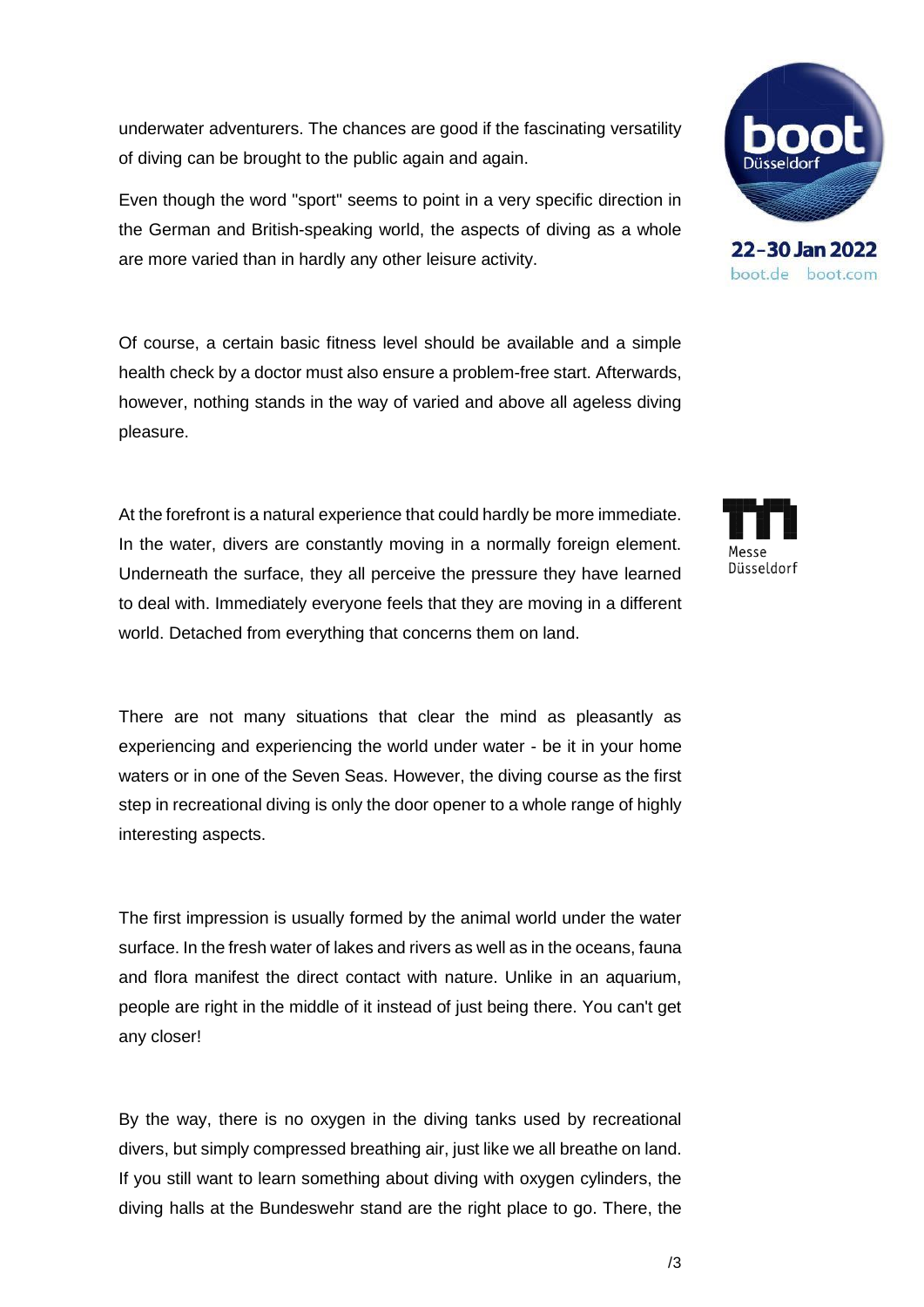underwater adventurers. The chances are good if the fascinating versatility of diving can be brought to the public again and again.

Even though the word "sport" seems to point in a very specific direction in the German and British-speaking world, the aspects of diving as a whole are more varied than in hardly any other leisure activity.

Of course, a certain basic fitness level should be available and a simple health check by a doctor must also ensure a problem-free start. Afterwards, however, nothing stands in the way of varied and above all ageless diving pleasure.

At the forefront is a natural experience that could hardly be more immediate. In the water, divers are constantly moving in a normally foreign element. Underneath the surface, they all perceive the pressure they have learned to deal with. Immediately everyone feels that they are moving in a different world. Detached from everything that concerns them on land.

There are not many situations that clear the mind as pleasantly as experiencing and experiencing the world under water - be it in your home waters or in one of the Seven Seas. However, the diving course as the first step in recreational diving is only the door opener to a whole range of highly interesting aspects.

The first impression is usually formed by the animal world under the water surface. In the fresh water of lakes and rivers as well as in the oceans, fauna and flora manifest the direct contact with nature. Unlike in an aquarium, people are right in the middle of it instead of just being there. You can't get any closer!

By the way, there is no oxygen in the diving tanks used by recreational divers, but simply compressed breathing air, just like we all breathe on land. If you still want to learn something about diving with oxygen cylinders, the diving halls at the Bundeswehr stand are the right place to go. There, the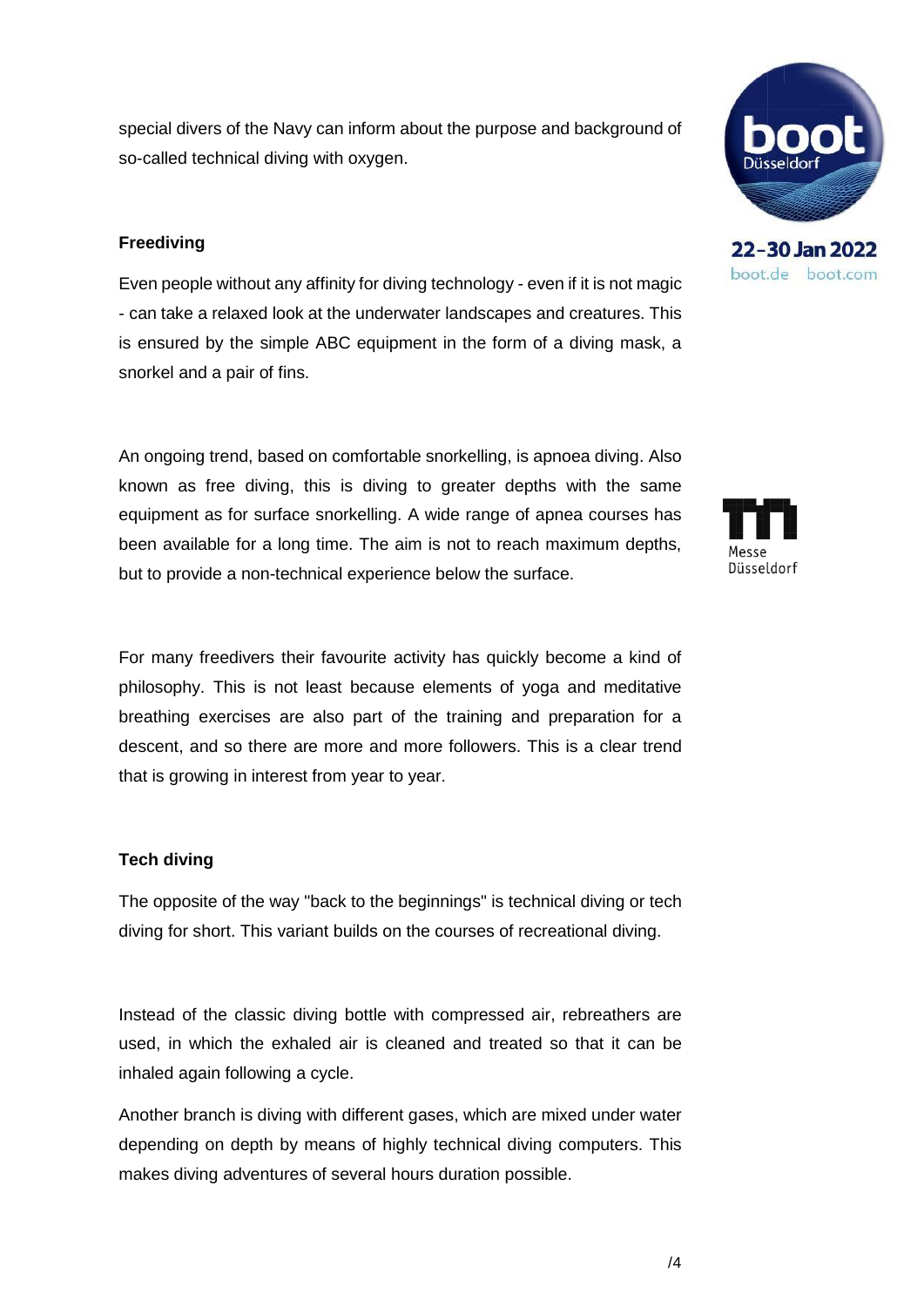special divers of the Navy can inform about the purpose and background of so-called technical diving with oxygen.

**Freediving**

Even people without any affinity for diving technology - even if it is not magic - can take a relaxed look at the underwater landscapes and creatures. This is ensured by the simple ABC equipment in the form of a diving mask, a snorkel and a pair of fins.

An ongoing trend, based on comfortable snorkelling, is apnoea diving. Also known as free diving, this is diving to greater depths with the same equipment as for surface snorkelling. A wide range of apnea courses has been available for a long time. The aim is not to reach maximum depths, but to provide a non-technical experience below the surface.

For many freedivers their favourite activity has quickly become a kind of philosophy. This is not least because elements of yoga and meditative breathing exercises are also part of the training and preparation for a descent, and so there are more and more followers. This is a clear trend that is growing in interest from year to year.

**Tech diving**

The opposite of the way "back to the beginnings" is technical diving or tech diving for short. This variant builds on the courses of recreational diving.

Instead of the classic diving bottle with compressed air, rebreathers are used, in which the exhaled air is cleaned and treated so that it can be inhaled again following a cycle.

Another branch is diving with different gases, which are mixed under water depending on depth by means of highly technical diving computers. This makes diving adventures of several hours duration possible.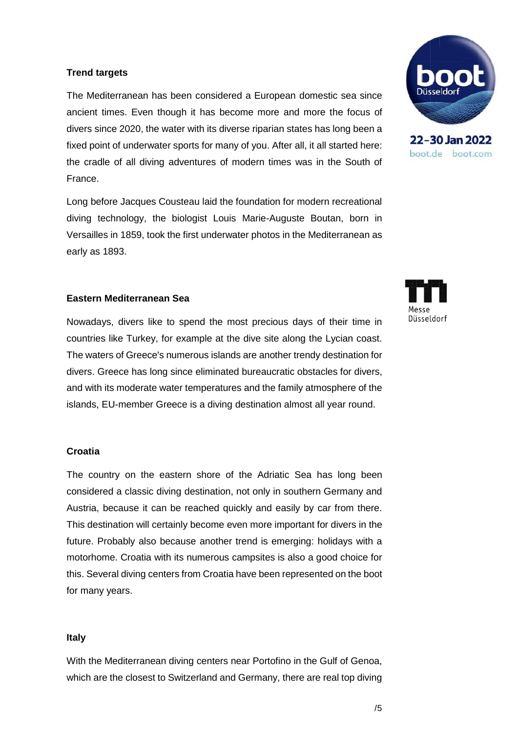**Trend targets**

The Mediterranean has been considered a European domestic sea since ancient times. Even though it has become more and more the focus of divers since 2020, the water with its diverse riparian states has long been a fixed point of underwater sports for many of you. After all, it all started here: the cradle of all diving adventures of modern times was in the South of France.

Long before Jacques Cousteau laid the foundation for modern recreational diving technology, the biologist Louis Marie-Auguste Boutan, born in Versailles in 1859, took the first underwater photos in the Mediterranean as early as 1893.

**Eastern Mediterranean Sea**

Nowadays, divers like to spend the most precious days of their time in countries like Turkey, for example at the dive site along the Lycian coast. The waters of Greece's numerous islands are another trendy destination for divers. Greece has long since eliminated bureaucratic obstacles for divers, and with its moderate water temperatures and the family atmosphere of the islands, EU-member Greece is a diving destination almost all year round.

**Croatia**

The country on the eastern shore of the Adriatic Sea has long been considered a classic diving destination, not only in southern Germany and Austria, because it can be reached quickly and easily by car from there. This destination will certainly become even more important for divers in the future. Probably also because another trend is emerging: holidays with a motorhome. Croatia with its numerous campsites is also a good choice for this. Several diving centers from Croatia have been represented on the boot for many years.

**Italy**

With the Mediterranean diving centers near Portofino in the Gulf of Genoa, which are the closest to Switzerland and Germany, there are real top diving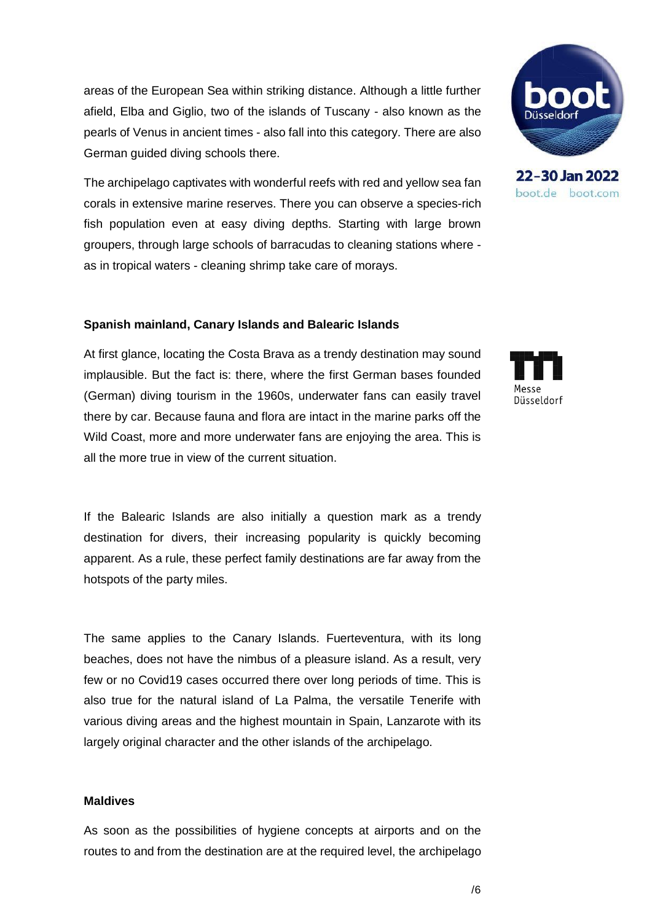areas of the European Sea within striking distance. Although a little further afield, Elba and Giglio, two of the islands of Tuscany - also known as the pearls of Venus in ancient times - also fall into this category. There are also German guided diving schools there.

The archipelago captivates with wonderful reefs with red and yellow sea fan corals in extensive marine reserves. There you can observe a species-rich fish population even at easy diving depths. Starting with large brown groupers, through large schools of barracudas to cleaning stations where - as in tropical waters - cleaning shrimp take care of morays.

**Spanish mainland, Canary Islands and Balearic Islands**

At first glance, locating the Costa Brava as a trendy destination may sound implausible. But the fact is: there, where the first German bases founded (German) diving tourism in the 1960s, underwater fans can easily travel there by car. Because fauna and flora are intact in the marine parks off the Wild Coast, more and more underwater fans are enjoying the area. This is all the more true in view of the current situation.

If the Balearic Islands are also initially a question mark as a trendy destination for divers, their increasing popularity is quickly becoming apparent. As a rule, these perfect family destinations are far away from the hotspots of the party miles.

The same applies to the Canary Islands. Fuerteventura, with its long beaches, does not have the nimbus of a pleasure island. As a result, very few or no Covid19 cases occurred there over long periods of time. This is also true for the natural island of La Palma, the versatile Tenerife with various diving areas and the highest mountain in Spain, Lanzarote with its largely original character and the other islands of the archipelago.

**Maldives**

As soon as the possibilities of hygiene concepts at airports and on the routes to and from the destination are at the required level, the archipelago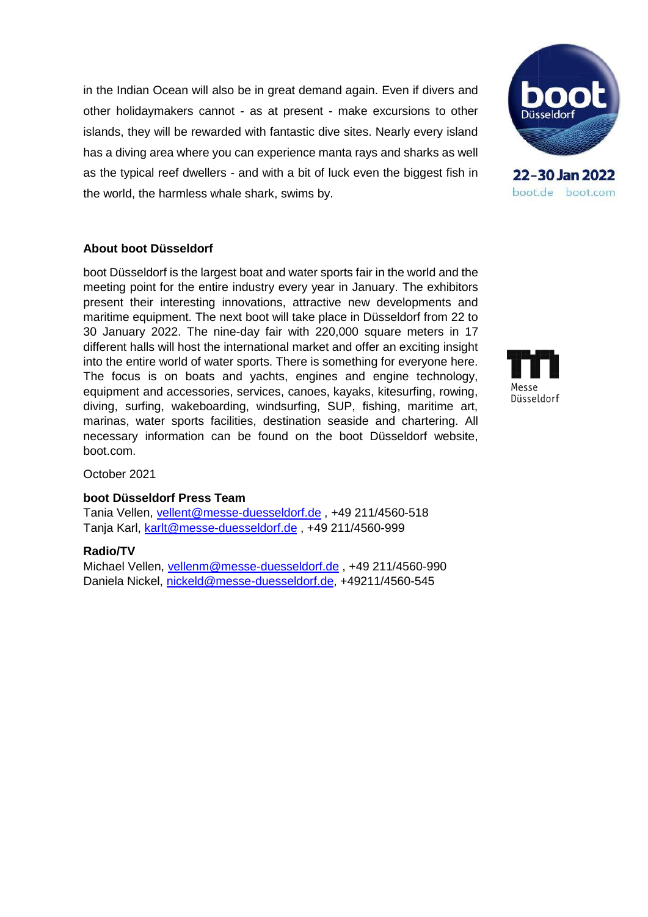in the Indian Ocean will also be in great demand again. Even if divers and other holidaymakers cannot - as at present - make excursions to other islands, they will be rewarded with fantastic dive sites. Nearly every island has a diving area where you can experience manta rays and sharks as well as the typical reef dwellers - and with a bit of luck even the biggest fish in the world, the harmless whale shark, swims by.

**About boot Düsseldorf**

boot Düsseldorf is the largest boat and water sports fair in the world and the meeting point for the entire industry every year in January. The exhibitors present their interesting innovations, attractive new developments and maritime equipment. The next boot will take place in Düsseldorf from 22 to 30 January 2022. The nine-day fair with 220,000 square meters in 17 different halls will host the international market and offer an exciting insight into the entire world of water sports. There is something for everyone here. The focus is on boats and yachts, engines and engine technology, equipment and accessories, services, canoes, kayaks, kitesurfing, rowing, diving, surfing, wakeboarding, windsurfing, SUP, fishing, maritime art, marinas, water sports facilities, destination seaside and chartering. All necessary information can be found on the boot Düsseldorf website, boot.com.

October 2021

**boot Düsseldorf Press Team**
Tania Vellen, vellent@messe-duesseldorf.de , +49 211/4560-518
Tanja Karl, karlt@messe-duesseldorf.de , +49 211/4560-999

**Radio/TV**
Michael Vellen, vellenm@messe-duesseldorf.de , +49 211/4560-990
Daniela Nickel, nickeld@messe-duesseldorf.de, +49211/4560-545